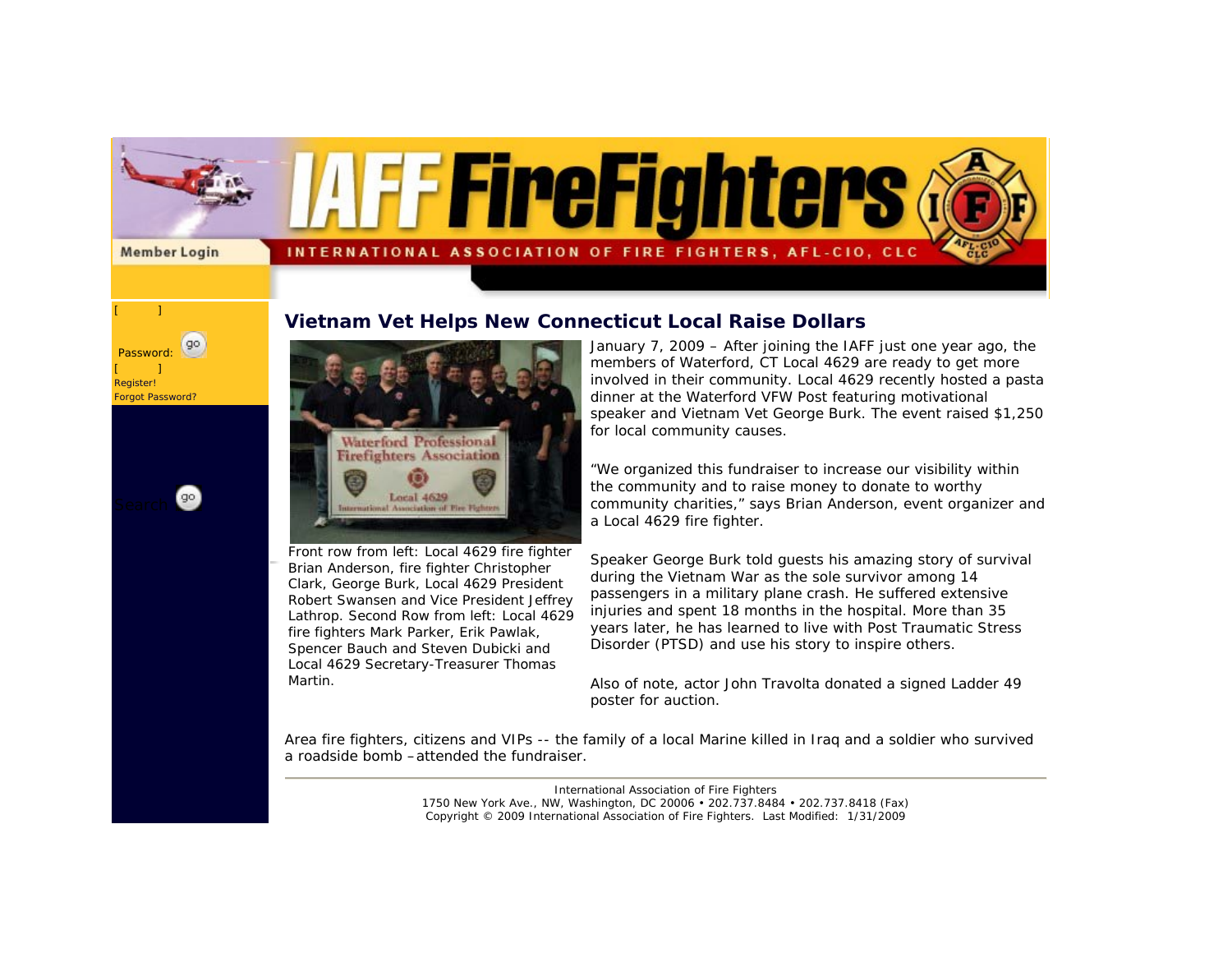IAFF FireFighters

INTERNATIONAL ASSOCIATION OF FIRE FIGHTERS, AFL-CIO, CLC

Member Login

[ ]

Password:

[ ]

Register!

Forgot Password?

Search

# Vietnam Vet Helps New Connecticut Local Raise Dollars

Front row from left: Local 4629 fire fighter Brian Anderson, fire fighter Christopher Clark, George Burk, Local 4629 President Robert Swansen and Vice President Jeffrey Lathrop. Second Row from left: Local 4629 fire fighters Mark Parker, Erik Pawlak, Spencer Bauch and Steven Dubicki and Local 4629 Secretary-Treasurer Thomas Martin.

January 7, 2009 – After joining the IAFF just one year ago, the members of Waterford, CT Local 4629 are ready to get more involved in their community. Local 4629 recently hosted a pasta dinner at the Waterford VFW Post featuring motivational speaker and Vietnam Vet George Burk. The event raised $1,250 for local community causes.

“We organized this fundraiser to increase our visibility within the community and to raise money to donate to worthy community charities,” says Brian Anderson, event organizer and a Local 4629 fire fighter.

Speaker George Burk told guests his amazing story of survival during the Vietnam War as the sole survivor among 14 passengers in a military plane crash. He suffered extensive injuries and spent 18 months in the hospital. More than 35 years later, he has learned to live with Post Traumatic Stress Disorder (PTSD) and use his story to inspire others.

Also of note, actor John Travolta donated a signed Ladder 49 poster for auction.

Area fire fighters, citizens and VIPs -- the family of a local Marine killed in Iraq and a soldier who survived a roadside bomb –attended the fundraiser.

---

International Association of Fire Fighters
1750 New York Ave., NW, Washington, DC 20006 • 202.737.8484 • 202.737.8418 (Fax)
Copyright © 2009 International Association of Fire Fighters. Last Modified: 1/31/2009